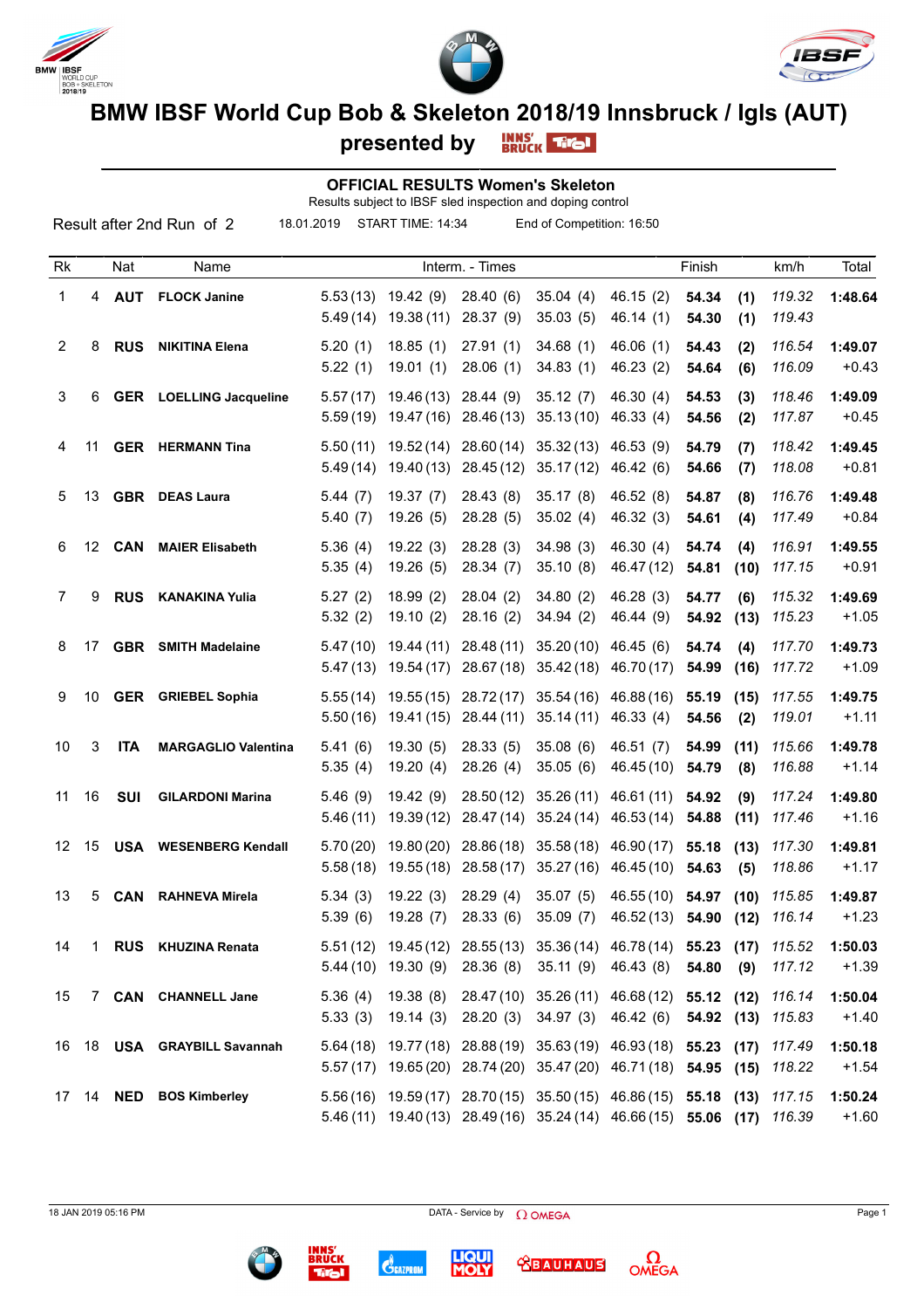# BMW IBSF World Cup Bob & Skeleton 2018/19 Innsbruck / Igls (AUT)

## presented by

### OFFICIAL RESULTS Women's Skeleton

Results subject to IBSF sled inspection and doping control

Result after 2nd Run of 2 | 18.01.2019 | START TIME: 14:34 | End of Competition: 16:50

| Rk | | Nat | Name | Interm. - Times | | | | | Finish | | km/h | Total |
|---|---|---|---|---|---|---|---|---|---|---|---|---|
| 1 | 4 | **AUT** | **FLOCK Janine** | 5.53 (13) | 19.42 (9) | 28.40 (6) | 35.04 (4) | 46.15 (2) | **54.34** | **(1)** | *119.32* | **1:48.64** |
| | | | | 5.49 (14) | 19.38 (11) | 28.37 (9) | 35.03 (5) | 46.14 (1) | **54.30** | **(1)** | *119.43* | |
| 2 | 8 | **RUS** | **NIKITINA Elena** | 5.20 (1) | 18.85 (1) | 27.91 (1) | 34.68 (1) | 46.06 (1) | **54.43** | **(2)** | *116.54* | **1:49.07** |
| | | | | 5.22 (1) | 19.01 (1) | 28.06 (1) | 34.83 (1) | 46.23 (2) | **54.64** | **(6)** | *116.09* | +0.43 |
| 3 | 6 | **GER** | **LOELLING Jacqueline** | 5.57 (17) | 19.46 (13) | 28.44 (9) | 35.12 (7) | 46.30 (4) | **54.53** | **(3)** | *118.46* | **1:49.09** |
| | | | | 5.59 (19) | 19.47 (16) | 28.46 (13) | 35.13 (10) | 46.33 (4) | **54.56** | **(2)** | *117.87* | +0.45 |
| 4 | 11 | **GER** | **HERMANN Tina** | 5.50 (11) | 19.52 (14) | 28.60 (14) | 35.32 (13) | 46.53 (9) | **54.79** | **(7)** | *118.42* | **1:49.45** |
| | | | | 5.49 (14) | 19.40 (13) | 28.45 (12) | 35.17 (12) | 46.42 (6) | **54.66** | **(7)** | *118.08* | +0.81 |
| 5 | 13 | **GBR** | **DEAS Laura** | 5.44 (7) | 19.37 (7) | 28.43 (8) | 35.17 (8) | 46.52 (8) | **54.87** | **(8)** | *116.76* | **1:49.48** |
| | | | | 5.40 (7) | 19.26 (5) | 28.28 (5) | 35.02 (4) | 46.32 (3) | **54.61** | **(4)** | *117.49* | +0.84 |
| 6 | 12 | **CAN** | **MAIER Elisabeth** | 5.36 (4) | 19.22 (3) | 28.28 (3) | 34.98 (3) | 46.30 (4) | **54.74** | **(4)** | *116.91* | **1:49.55** |
| | | | | 5.35 (4) | 19.26 (5) | 28.34 (7) | 35.10 (8) | 46.47 (12) | **54.81** | **(10)** | *117.15* | +0.91 |
| 7 | 9 | **RUS** | **KANAKINA Yulia** | 5.27 (2) | 18.99 (2) | 28.04 (2) | 34.80 (2) | 46.28 (3) | **54.77** | **(6)** | *115.32* | **1:49.69** |
| | | | | 5.32 (2) | 19.10 (2) | 28.16 (2) | 34.94 (2) | 46.44 (9) | **54.92** | **(13)** | *115.23* | +1.05 |
| 8 | 17 | **GBR** | **SMITH Madelaine** | 5.47 (10) | 19.44 (11) | 28.48 (11) | 35.20 (10) | 46.45 (6) | **54.74** | **(4)** | *117.70* | **1:49.73** |
| | | | | 5.47 (13) | 19.54 (17) | 28.67 (18) | 35.42 (18) | 46.70 (17) | **54.99** | **(16)** | *117.72* | +1.09 |
| 9 | 10 | **GER** | **GRIEBEL Sophia** | 5.55 (14) | 19.55 (15) | 28.72 (17) | 35.54 (16) | 46.88 (16) | **55.19** | **(15)** | *117.55* | **1:49.75** |
| | | | | 5.50 (16) | 19.41 (15) | 28.44 (11) | 35.14 (11) | 46.33 (4) | **54.56** | **(2)** | *119.01* | +1.11 |
| 10 | 3 | **ITA** | **MARGAGLIO Valentina** | 5.41 (6) | 19.30 (5) | 28.33 (5) | 35.08 (6) | 46.51 (7) | **54.99** | **(11)** | *115.66* | **1:49.78** |
| | | | | 5.35 (4) | 19.20 (4) | 28.26 (4) | 35.05 (6) | 46.45 (10) | **54.79** | **(8)** | *116.88* | +1.14 |
| 11 | 16 | **SUI** | **GILARDONI Marina** | 5.46 (9) | 19.42 (9) | 28.50 (12) | 35.26 (11) | 46.61 (11) | **54.92** | **(9)** | *117.24* | **1:49.80** |
| | | | | 5.46 (11) | 19.39 (12) | 28.47 (14) | 35.24 (14) | 46.53 (14) | **54.88** | **(11)** | *117.46* | +1.16 |
| 12 | 15 | **USA** | **WESENBERG Kendall** | 5.70 (20) | 19.80 (20) | 28.86 (18) | 35.58 (18) | 46.90 (17) | **55.18** | **(13)** | *117.30* | **1:49.81** |
| | | | | 5.58 (18) | 19.55 (18) | 28.58 (17) | 35.27 (16) | 46.45 (10) | **54.63** | **(5)** | *118.86* | +1.17 |
| 13 | 5 | **CAN** | **RAHNEVA Mirela** | 5.34 (3) | 19.22 (3) | 28.29 (4) | 35.07 (5) | 46.55 (10) | **54.97** | **(10)** | *115.85* | **1:49.87** |
| | | | | 5.39 (6) | 19.28 (7) | 28.33 (6) | 35.09 (7) | 46.52 (13) | **54.90** | **(12)** | *116.14* | +1.23 |
| 14 | 1 | **RUS** | **KHUZINA Renata** | 5.51 (12) | 19.45 (12) | 28.55 (13) | 35.36 (14) | 46.78 (14) | **55.23** | **(17)** | *115.52* | **1:50.03** |
| | | | | 5.44 (10) | 19.30 (9) | 28.36 (8) | 35.11 (9) | 46.43 (8) | **54.80** | **(9)** | *117.12* | +1.39 |
| 15 | 7 | **CAN** | **CHANNELL Jane** | 5.36 (4) | 19.38 (8) | 28.47 (10) | 35.26 (11) | 46.68 (12) | **55.12** | **(12)** | *116.14* | **1:50.04** |
| | | | | 5.33 (3) | 19.14 (3) | 28.20 (3) | 34.97 (3) | 46.42 (6) | **54.92** | **(13)** | *115.83* | +1.40 |
| 16 | 18 | **USA** | **GRAYBILL Savannah** | 5.64 (18) | 19.77 (18) | 28.88 (19) | 35.63 (19) | 46.93 (18) | **55.23** | **(17)** | *117.49* | **1:50.18** |
| | | | | 5.57 (17) | 19.65 (20) | 28.74 (20) | 35.47 (20) | 46.71 (18) | **54.95** | **(15)** | *118.22* | +1.54 |
| 17 | 14 | **NED** | **BOS Kimberley** | 5.56 (16) | 19.59 (17) | 28.70 (15) | 35.50 (15) | 46.86 (15) | **55.18** | **(13)** | *117.15* | **1:50.24** |
| | | | | 5.46 (11) | 19.40 (13) | 28.49 (16) | 35.24 (14) | 46.66 (15) | **55.06** | **(17)** | *116.39* | +1.60 |

18 JAN 2019 05:16 PM — DATA - Service by OMEGA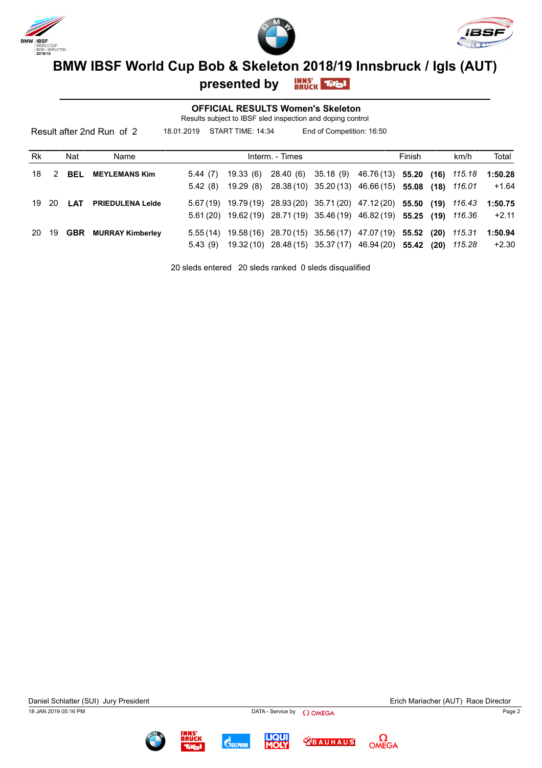# BMW IBSF World Cup Bob & Skeleton 2018/19 Innsbruck / Igls (AUT)

**presented by**

**OFFICIAL RESULTS Women's Skeleton**

Results subject to IBSF sled inspection and doping control

Result after 2nd Run of 2 | 18.01.2019 | START TIME: 14:34 | End of Competition: 16:50

| Rk | | Nat | Name | Interm. - Times | | | | | Finish | | km/h | Total |
|---|---|---|---|---|---|---|---|---|---|---|---|---|
| 18 | 2 | **BEL** | **MEYLEMANS Kim** | 5.44 (7) | 19.33 (6) | 28.40 (6) | 35.18 (9) | 46.76 (13) | **55.20** | **(16)** | *115.18* | **1:50.28** |
| | | | | 5.42 (8) | 19.29 (8) | 28.38 (10) | 35.20 (13) | 46.66 (15) | **55.08** | **(18)** | *116.01* | +1.64 |
| 19 | 20 | **LAT** | **PRIEDULENA Lelde** | 5.67 (19) | 19.79 (19) | 28.93 (20) | 35.71 (20) | 47.12 (20) | **55.50** | **(19)** | *116.43* | **1:50.75** |
| | | | | 5.61 (20) | 19.62 (19) | 28.71 (19) | 35.46 (19) | 46.82 (19) | **55.25** | **(19)** | *116.36* | +2.11 |
| 20 | 19 | **GBR** | **MURRAY Kimberley** | 5.55 (14) | 19.58 (16) | 28.70 (15) | 35.56 (17) | 47.07 (19) | **55.52** | **(20)** | *115.31* | **1:50.94** |
| | | | | 5.43 (9) | 19.32 (10) | 28.48 (15) | 35.37 (17) | 46.94 (20) | **55.42** | **(20)** | *115.28* | +2.30 |

20 sleds entered 20 sleds ranked 0 sleds disqualified

Daniel Schlatter (SUI) Jury President

Erich Mariacher (AUT) Race Director

18 JAN 2019 05:16 PM

DATA - Service by OMEGA